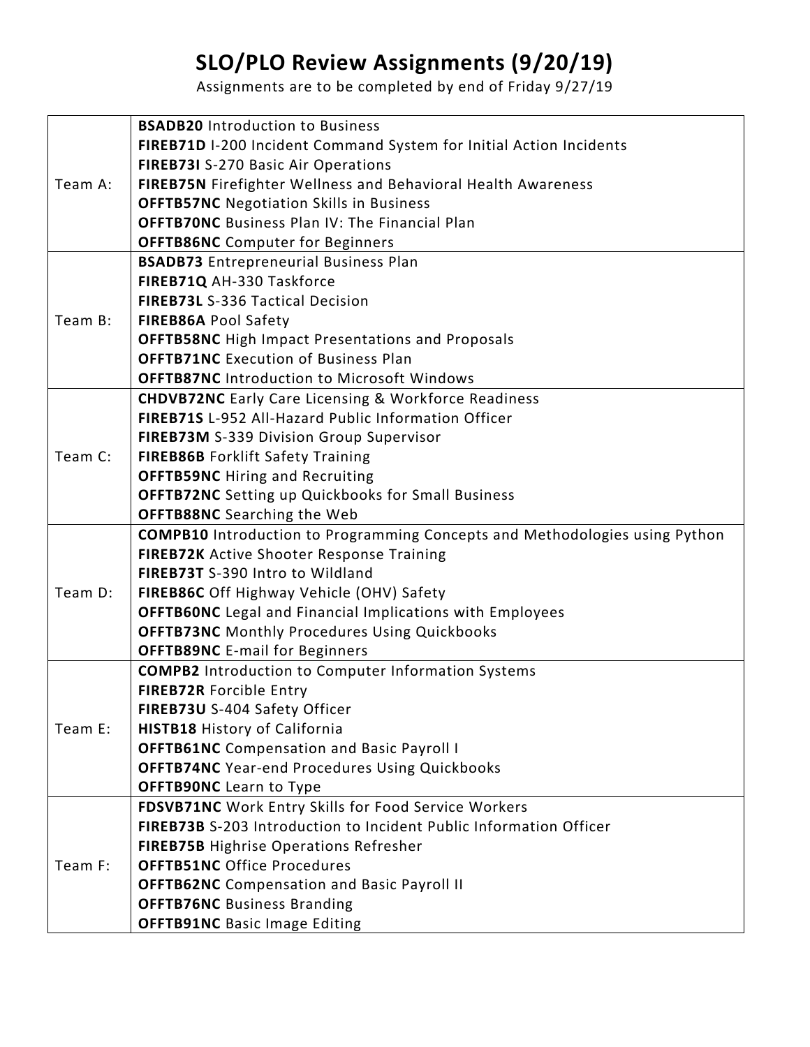# SLO/PLO Review Assignments (9/20/19)

Assignments are to be completed by end of Friday 9/27/19

| Team | Assignments |
| --- | --- |
| Team A: | **BSADB20** Introduction to Business<br>**FIREB71D** I-200 Incident Command System for Initial Action Incidents<br>**FIREB73I** S-270 Basic Air Operations<br>**FIREB75N** Firefighter Wellness and Behavioral Health Awareness<br>**OFFTB57NC** Negotiation Skills in Business<br>**OFFTB70NC** Business Plan IV: The Financial Plan<br>**OFFTB86NC** Computer for Beginners |
| Team B: | **BSADB73** Entrepreneurial Business Plan<br>**FIREB71Q** AH-330 Taskforce<br>**FIREB73L** S-336 Tactical Decision<br>**FIREB86A** Pool Safety<br>**OFFTB58NC** High Impact Presentations and Proposals<br>**OFFTB71NC** Execution of Business Plan<br>**OFFTB87NC** Introduction to Microsoft Windows |
| Team C: | **CHDVB72NC** Early Care Licensing & Workforce Readiness<br>**FIREB71S** L-952 All-Hazard Public Information Officer<br>**FIREB73M** S-339 Division Group Supervisor<br>**FIREB86B** Forklift Safety Training<br>**OFFTB59NC** Hiring and Recruiting<br>**OFFTB72NC** Setting up Quickbooks for Small Business<br>**OFFTB88NC** Searching the Web |
| Team D: | **COMPB10** Introduction to Programming Concepts and Methodologies using Python<br>**FIREB72K** Active Shooter Response Training<br>**FIREB73T** S-390 Intro to Wildland<br>**FIREB86C** Off Highway Vehicle (OHV) Safety<br>**OFFTB60NC** Legal and Financial Implications with Employees<br>**OFFTB73NC** Monthly Procedures Using Quickbooks<br>**OFFTB89NC** E-mail for Beginners |
| Team E: | **COMPB2** Introduction to Computer Information Systems<br>**FIREB72R** Forcible Entry<br>**FIREB73U** S-404 Safety Officer<br>**HISTB18** History of California<br>**OFFTB61NC** Compensation and Basic Payroll I<br>**OFFTB74NC** Year-end Procedures Using Quickbooks<br>**OFFTB90NC** Learn to Type |
| Team F: | **FDSVB71NC** Work Entry Skills for Food Service Workers<br>**FIREB73B** S-203 Introduction to Incident Public Information Officer<br>**FIREB75B** Highrise Operations Refresher<br>**OFFTB51NC** Office Procedures<br>**OFFTB62NC** Compensation and Basic Payroll II<br>**OFFTB76NC** Business Branding<br>**OFFTB91NC** Basic Image Editing |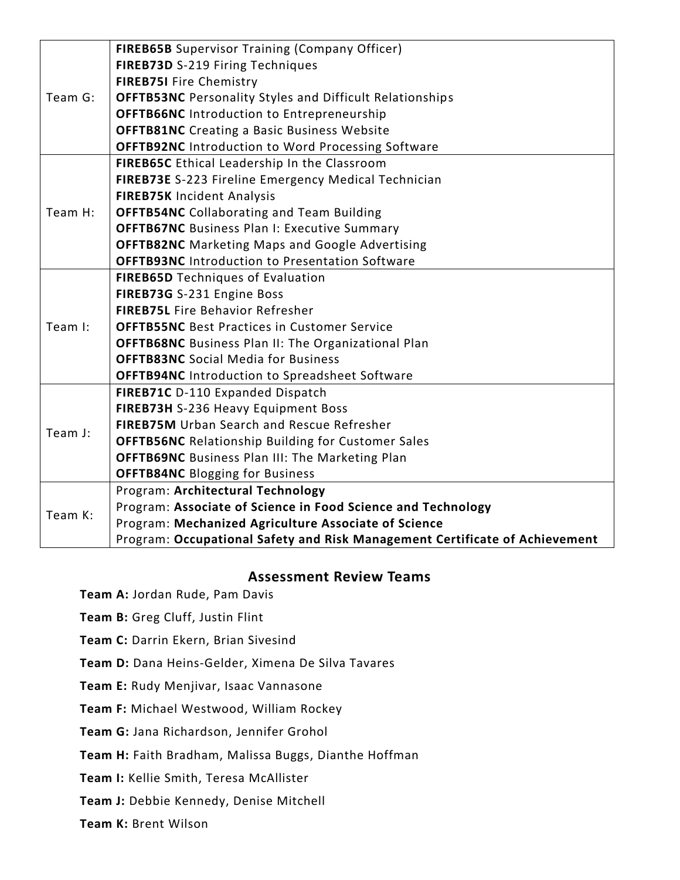| | |
|---|---|
| Team G: | **FIREB65B** Supervisor Training (Company Officer)<br>**FIREB73D** S-219 Firing Techniques<br>**FIREB75I** Fire Chemistry<br>**OFFTB53NC** Personality Styles and Difficult Relationships<br>**OFFTB66NC** Introduction to Entrepreneurship<br>**OFFTB81NC** Creating a Basic Business Website<br>**OFFTB92NC** Introduction to Word Processing Software |
| Team H: | **FIREB65C** Ethical Leadership In the Classroom<br>**FIREB73E** S-223 Fireline Emergency Medical Technician<br>**FIREB75K** Incident Analysis<br>**OFFTB54NC** Collaborating and Team Building<br>**OFFTB67NC** Business Plan I: Executive Summary<br>**OFFTB82NC** Marketing Maps and Google Advertising<br>**OFFTB93NC** Introduction to Presentation Software |
| Team I: | **FIREB65D** Techniques of Evaluation<br>**FIREB73G** S-231 Engine Boss<br>**FIREB75L** Fire Behavior Refresher<br>**OFFTB55NC** Best Practices in Customer Service<br>**OFFTB68NC** Business Plan II: The Organizational Plan<br>**OFFTB83NC** Social Media for Business<br>**OFFTB94NC** Introduction to Spreadsheet Software |
| Team J: | **FIREB71C** D-110 Expanded Dispatch<br>**FIREB73H** S-236 Heavy Equipment Boss<br>**FIREB75M** Urban Search and Rescue Refresher<br>**OFFTB56NC** Relationship Building for Customer Sales<br>**OFFTB69NC** Business Plan III: The Marketing Plan<br>**OFFTB84NC** Blogging for Business |
| Team K: | Program: **Architectural Technology**<br>Program: **Associate of Science in Food Science and Technology**<br>Program: **Mechanized Agriculture Associate of Science**<br>Program: **Occupational Safety and Risk Management Certificate of Achievement** |

## Assessment Review Teams

**Team A:** Jordan Rude, Pam Davis

**Team B:** Greg Cluff, Justin Flint

**Team C:** Darrin Ekern, Brian Sivesind

**Team D:** Dana Heins-Gelder, Ximena De Silva Tavares

**Team E:** Rudy Menjivar, Isaac Vannasone

**Team F:** Michael Westwood, William Rockey

**Team G:** Jana Richardson, Jennifer Grohol

**Team H:** Faith Bradham, Malissa Buggs, Dianthe Hoffman

**Team I:** Kellie Smith, Teresa McAllister

**Team J:** Debbie Kennedy, Denise Mitchell

**Team K:** Brent Wilson